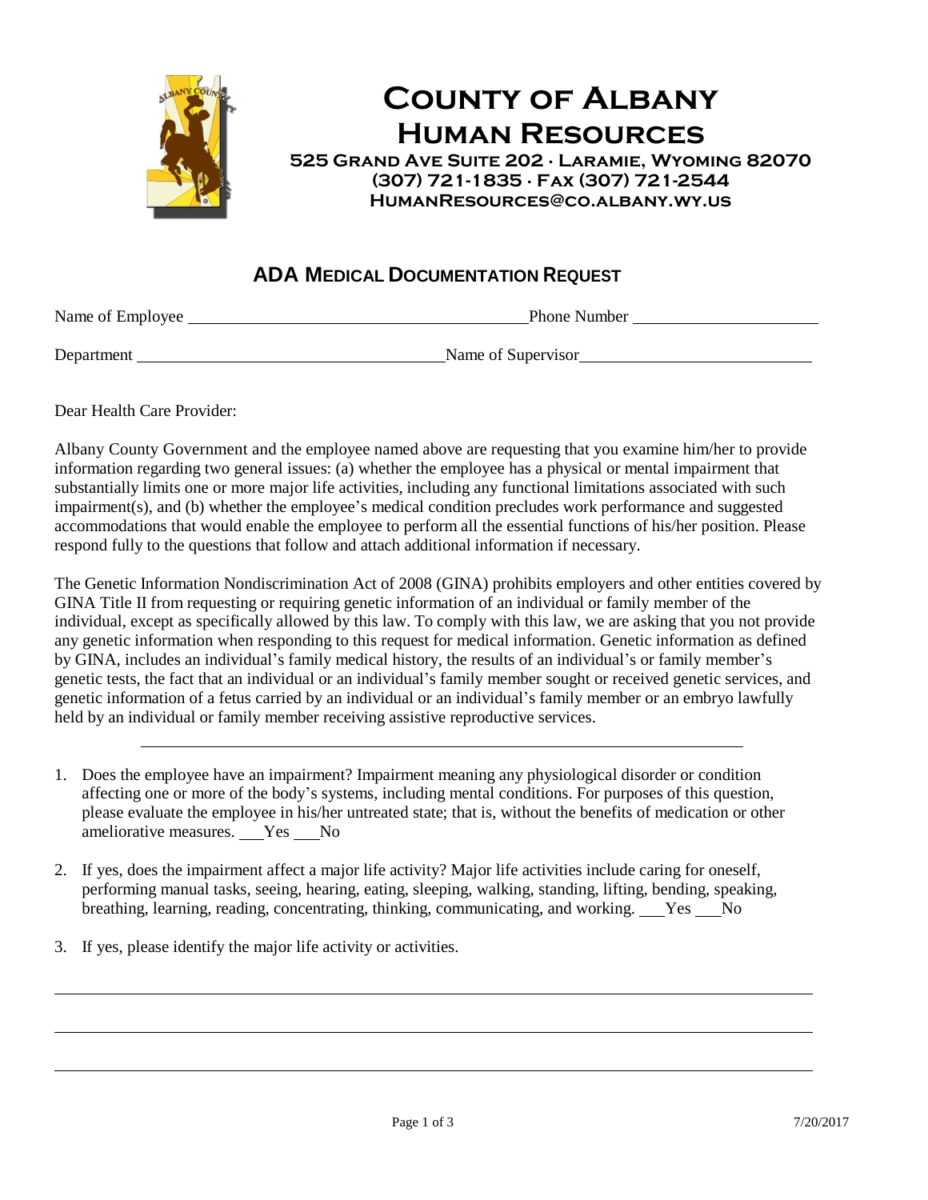# County of Albany
## Human Resources

**525 Grand Ave Suite 202 · Laramie, Wyoming 82070**
**(307) 721-1835 · Fax (307) 721-2544**
**HumanResources@co.albany.wy.us**

### ADA Medical Documentation Request

Name of Employee ________________________________ Phone Number ____________________

Department ________________________________ Name of Supervisor ____________________

Dear Health Care Provider:

Albany County Government and the employee named above are requesting that you examine him/her to provide information regarding two general issues: (a) whether the employee has a physical or mental impairment that substantially limits one or more major life activities, including any functional limitations associated with such impairment(s), and (b) whether the employee's medical condition precludes work performance and suggested accommodations that would enable the employee to perform all the essential functions of his/her position. Please respond fully to the questions that follow and attach additional information if necessary.

The Genetic Information Nondiscrimination Act of 2008 (GINA) prohibits employers and other entities covered by GINA Title II from requesting or requiring genetic information of an individual or family member of the individual, except as specifically allowed by this law. To comply with this law, we are asking that you not provide any genetic information when responding to this request for medical information. Genetic information as defined by GINA, includes an individual's family medical history, the results of an individual's or family member's genetic tests, the fact that an individual or an individual's family member sought or received genetic services, and genetic information of a fetus carried by an individual or an individual's family member or an embryo lawfully held by an individual or family member receiving assistive reproductive services.

---

1. Does the employee have an impairment? Impairment meaning any physiological disorder or condition affecting one or more of the body's systems, including mental conditions. For purposes of this question, please evaluate the employee in his/her untreated state; that is, without the benefits of medication or other ameliorative measures. ___Yes ___No

2. If yes, does the impairment affect a major life activity? Major life activities include caring for oneself, performing manual tasks, seeing, hearing, eating, sleeping, walking, standing, lifting, bending, speaking, breathing, learning, reading, concentrating, thinking, communicating, and working. ___Yes ___No

3. If yes, please identify the major life activity or activities.

______________________________________________________________________________

______________________________________________________________________________

______________________________________________________________________________

7/20/2017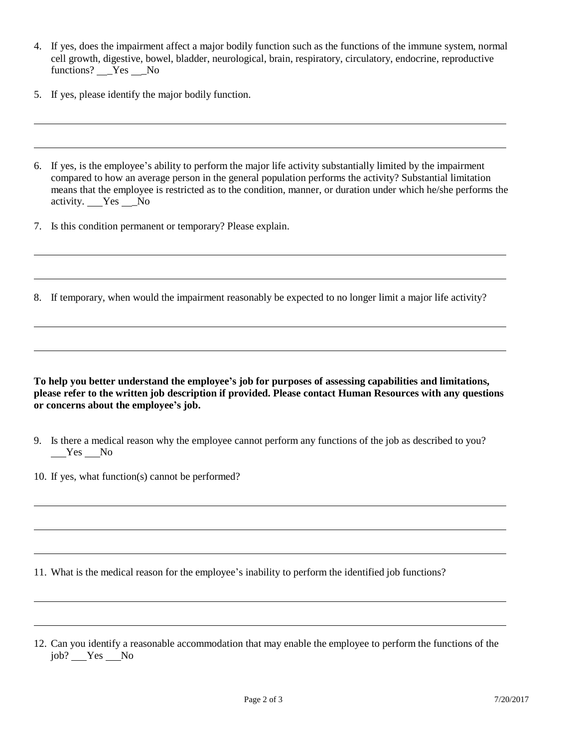4. If yes, does the impairment affect a major bodily function such as the functions of the immune system, normal cell growth, digestive, bowel, bladder, neurological, brain, respiratory, circulatory, endocrine, reproductive functions? ___Yes ___No

5. If yes, please identify the major bodily function.

______________________________________________________________________________

______________________________________________________________________________

6. If yes, is the employee's ability to perform the major life activity substantially limited by the impairment compared to how an average person in the general population performs the activity? Substantial limitation means that the employee is restricted as to the condition, manner, or duration under which he/she performs the activity. ___Yes ___No

7. Is this condition permanent or temporary? Please explain.

______________________________________________________________________________

______________________________________________________________________________

8. If temporary, when would the impairment reasonably be expected to no longer limit a major life activity?

______________________________________________________________________________

______________________________________________________________________________

**To help you better understand the employee's job for purposes of assessing capabilities and limitations, please refer to the written job description if provided. Please contact Human Resources with any questions or concerns about the employee's job.**

9. Is there a medical reason why the employee cannot perform any functions of the job as described to you? ___Yes ___No

10. If yes, what function(s) cannot be performed?

______________________________________________________________________________

______________________________________________________________________________

______________________________________________________________________________

11. What is the medical reason for the employee's inability to perform the identified job functions?

______________________________________________________________________________

______________________________________________________________________________

12. Can you identify a reasonable accommodation that may enable the employee to perform the functions of the job? ___Yes ___No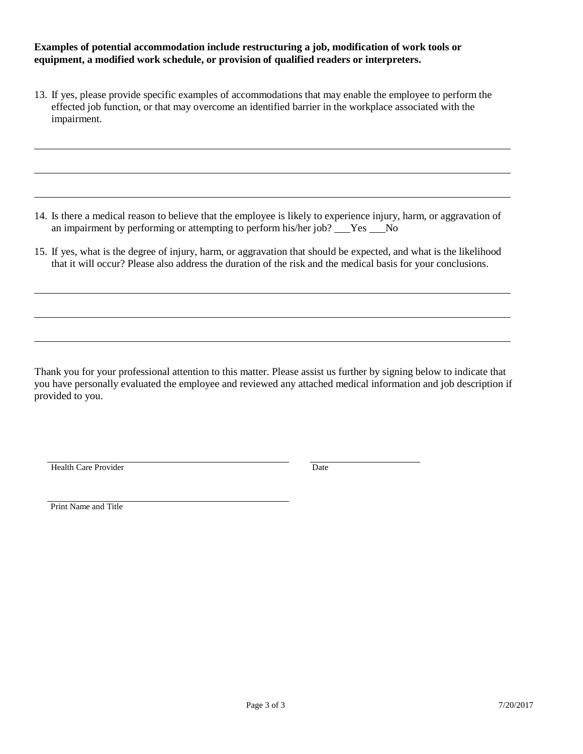**Examples of potential accommodation include restructuring a job, modification of work tools or equipment, a modified work schedule, or provision of qualified readers or interpreters.**

13. If yes, please provide specific examples of accommodations that may enable the employee to perform the effected job function, or that may overcome an identified barrier in the workplace associated with the impairment.

______________________________________________________________________________

______________________________________________________________________________

______________________________________________________________________________

14. Is there a medical reason to believe that the employee is likely to experience injury, harm, or aggravation of an impairment by performing or attempting to perform his/her job? ___Yes ___No

15. If yes, what is the degree of injury, harm, or aggravation that should be expected, and what is the likelihood that it will occur? Please also address the duration of the risk and the medical basis for your conclusions.

______________________________________________________________________________

______________________________________________________________________________

______________________________________________________________________________

Thank you for your professional attention to this matter. Please assist us further by signing below to indicate that you have personally evaluated the employee and reviewed any attached medical information and job description if provided to you.

______________________________________ ____________________

Health Care Provider Date

______________________________________

Print Name and Title

7/20/2017